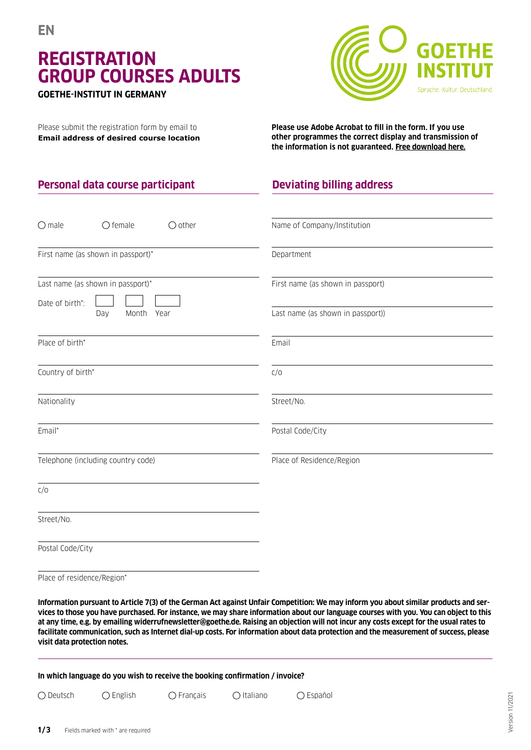EN

# REGISTRATION GROUP COURSES ADULTS

**GOETHE-INSTITUT IN GERMANY**

GOETHE INSTITUT
Sprache. Kultur. Deutschland.

Please submit the registration form by email to
**Email address of desired course location**

**Please use Adobe Acrobat to fill in the form. If you use other programmes the correct display and transmission of the information is not guaranteed. Free download here.**

## Personal data course participant

○ male ○ female ○ other

First name (as shown in passport)*

Last name (as shown in passport)*

Date of birth*: Day Month Year

Place of birth*

Country of birth*

Nationality

Email*

Telephone (including country code)

c/o

Street/No.

Postal Code/City

Place of residence/Region*

## Deviating billing address

Name of Company/Institution

Department

First name (as shown in passport)

Last name (as shown in passport))

Email

c/o

Street/No.

Postal Code/City

Place of Residence/Region

**Information pursuant to Article 7(3) of the German Act against Unfair Competition: We may inform you about similar products and services to those you have purchased. For instance, we may share information about our language courses with you. You can object to this at any time, e.g. by emailing widerrufnewsletter@goethe.de. Raising an objection will not incur any costs except for the usual rates to facilitate communication, such as Internet dial-up costs. For information about data protection and the measurement of success, please visit data protection notes.**

**In which language do you wish to receive the booking confirmation / invoice?**

○ Deutsch ○ English ○ Français ○ Italiano ○ Español

Fields marked with * are required

Version 11/2021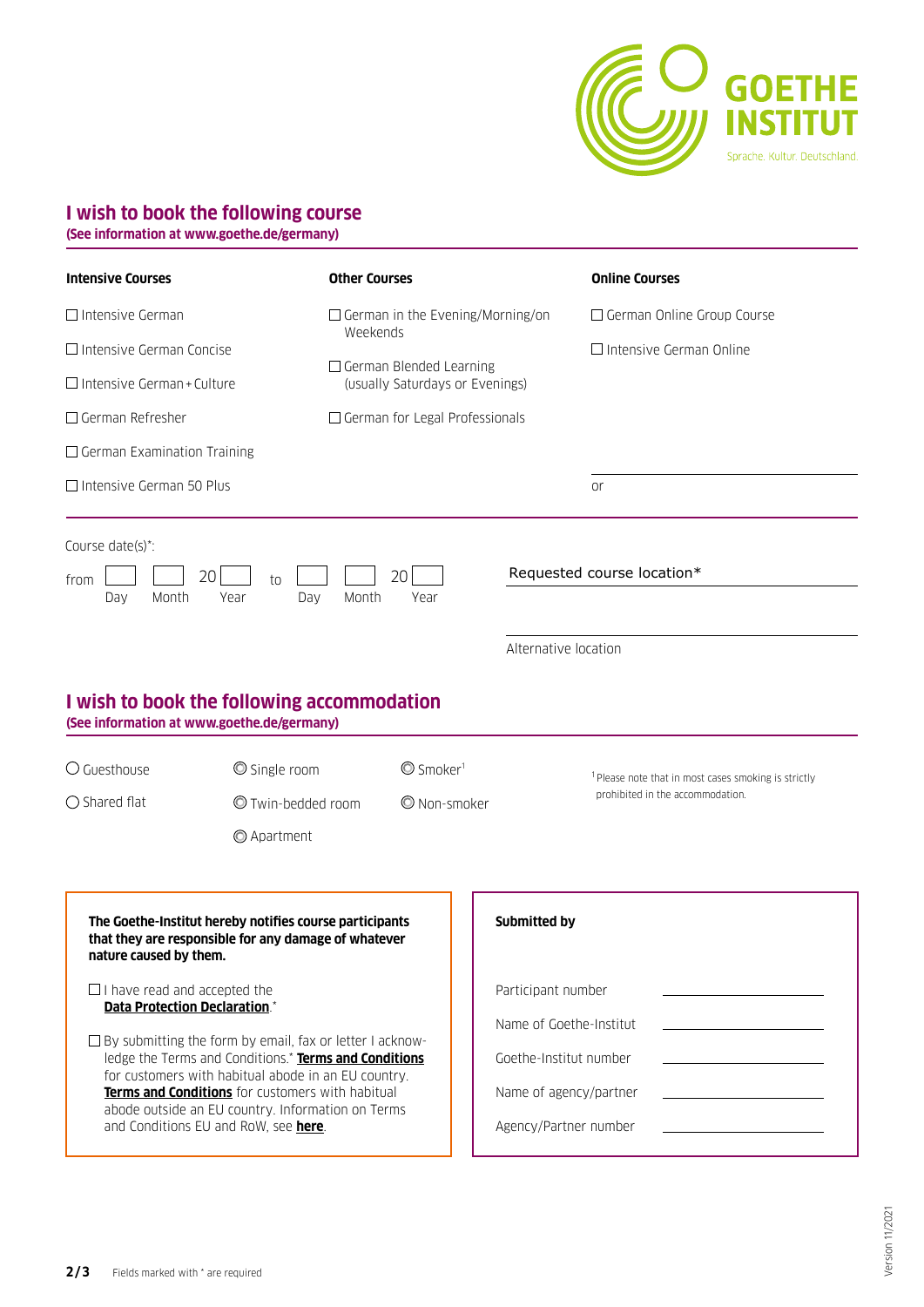GOETHE INSTITUT

Sprache. Kultur. Deutschland.

## I wish to book the following course

**(See information at www.goethe.de/germany)**

**Intensive Courses**

- ☐ Intensive German
- ☐ Intensive German Concise
- ☐ Intensive German + Culture
- ☐ German Refresher
- ☐ German Examination Training
- ☐ Intensive German 50 Plus

**Other Courses**

- ☐ German in the Evening/Morning/on Weekends
- ☐ German Blended Learning (usually Saturdays or Evenings)
- ☐ German for Legal Professionals

**Online Courses**

- ☐ German Online Group Course
- ☐ Intensive German Online

______________________

or

Course date(s)*:

from ☐ Day ☐ Month 20☐ Year to ☐ Day ☐ Month 20☐ Year

Requested course location*

______________________

______________________

Alternative location

## I wish to book the following accommodation

**(See information at www.goethe.de/germany)**

- ◯ Guesthouse
- ◯ Shared flat

- ◎ Single room
- ◎ Twin-bedded room
- ◎ Apartment

- ◎ Smoker[1]
- ◎ Non-smoker

[1] Please note that in most cases smoking is strictly prohibited in the accommodation.

**The Goethe-Institut hereby notifies course participants that they are responsible for any damage of whatever nature caused by them.**

☐ I have read and accepted the **Data Protection Declaration**.*

☐ By submitting the form by email, fax or letter I acknowledge the Terms and Conditions.* **Terms and Conditions** for customers with habitual abode in an EU country. **Terms and Conditions** for customers with habitual abode outside an EU country. Information on Terms and Conditions EU and RoW, see **here**.

**Submitted by**

Participant number ______________________

Name of Goethe-Institut ______________________

Goethe-Institut number ______________________

Name of agency/partner ______________________

Agency/Partner number ______________________

Fields marked with * are required

Version 11/2021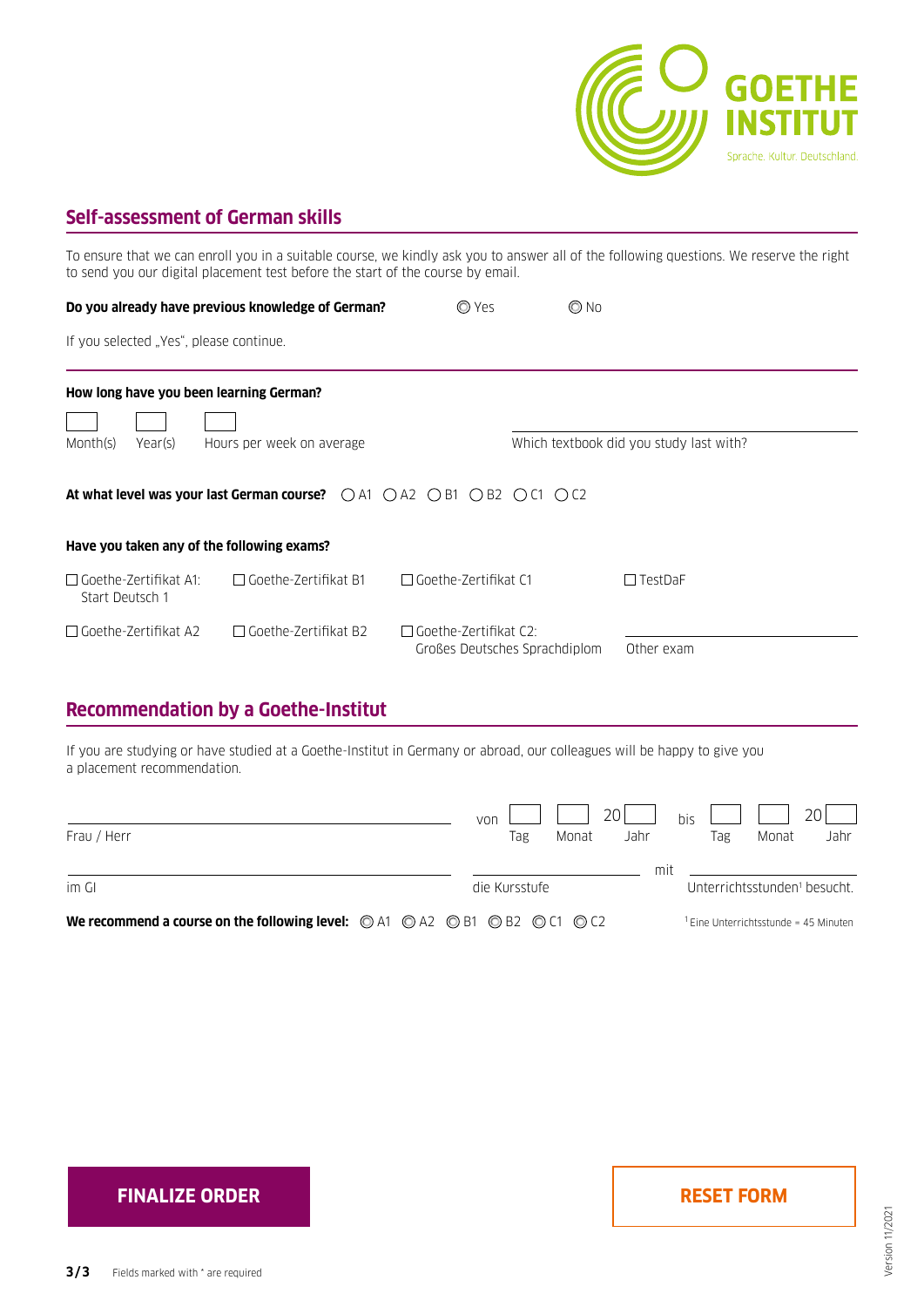## Self-assessment of German skills

To ensure that we can enroll you in a suitable course, we kindly ask you to answer all of the following questions. We reserve the right to send you our digital placement test before the start of the course by email.

**Do you already have previous knowledge of German?** ◎ Yes ◎ No

If you selected „Yes“, please continue.

**How long have you been learning German?**

☐ Month(s) ☐ Year(s) ☐ Hours per week on average

Which textbook did you study last with? ____________________

**At what level was your last German course?** ◯ A1 ◯ A2 ◯ B1 ◯ B2 ◯ C1 ◯ C2

**Have you taken any of the following exams?**

- ☐ Goethe-Zertifikat A1: Start Deutsch 1
- ☐ Goethe-Zertifikat B1
- ☐ Goethe-Zertifikat C1
- ☐ TestDaF
- ☐ Goethe-Zertifikat A2
- ☐ Goethe-Zertifikat B2
- ☐ Goethe-Zertifikat C2: Großes Deutsches Sprachdiplom
- ____________________ Other exam

## Recommendation by a Goethe-Institut

If you are studying or have studied at a Goethe-Institut in Germany or abroad, our colleagues will be happy to give you a placement recommendation.

____________________ Frau / Herr

von ☐ Tag ☐ Monat 20☐ Jahr bis ☐ Tag ☐ Monat 20☐ Jahr

____________________ im GI

____________________ die Kursstufe mit ____________________ Unterrichtsstunden[1] besucht.

**We recommend a course on the following level:** ◎ A1 ◎ A2 ◎ B1 ◎ B2 ◎ C1 ◎ C2

[1] Eine Unterrichtsstunde = 45 Minuten

**FINALIZE ORDER** **RESET FORM**

Fields marked with * are required

Version 11/2021